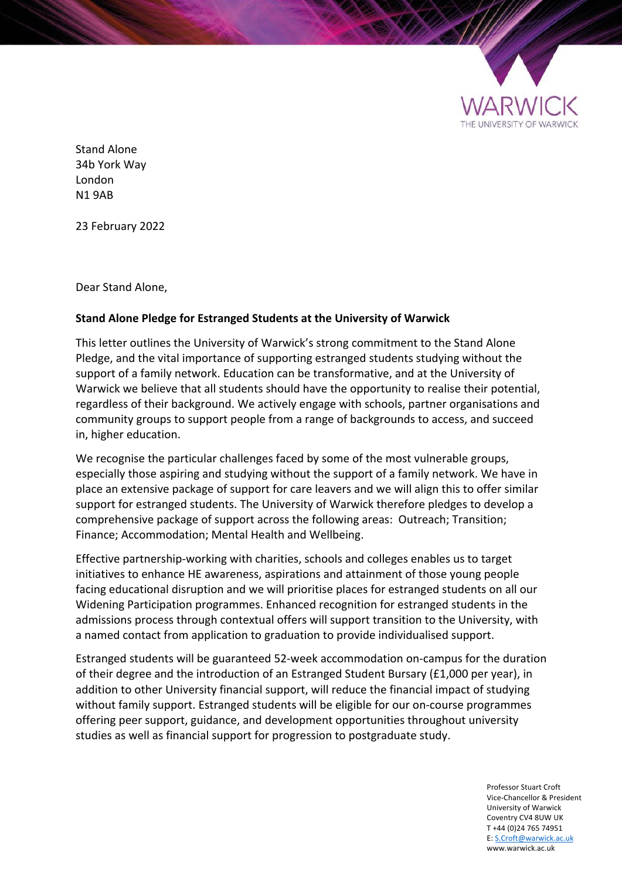WARWICK
THE UNIVERSITY OF WARWICK

Stand Alone
34b York Way
London
N1 9AB

23 February 2022

Dear Stand Alone,

**Stand Alone Pledge for Estranged Students at the University of Warwick**

This letter outlines the University of Warwick's strong commitment to the Stand Alone Pledge, and the vital importance of supporting estranged students studying without the support of a family network. Education can be transformative, and at the University of Warwick we believe that all students should have the opportunity to realise their potential, regardless of their background. We actively engage with schools, partner organisations and community groups to support people from a range of backgrounds to access, and succeed in, higher education.

We recognise the particular challenges faced by some of the most vulnerable groups, especially those aspiring and studying without the support of a family network. We have in place an extensive package of support for care leavers and we will align this to offer similar support for estranged students. The University of Warwick therefore pledges to develop a comprehensive package of support across the following areas: Outreach; Transition; Finance; Accommodation; Mental Health and Wellbeing.

Effective partnership-working with charities, schools and colleges enables us to target initiatives to enhance HE awareness, aspirations and attainment of those young people facing educational disruption and we will prioritise places for estranged students on all our Widening Participation programmes. Enhanced recognition for estranged students in the admissions process through contextual offers will support transition to the University, with a named contact from application to graduation to provide individualised support.

Estranged students will be guaranteed 52-week accommodation on-campus for the duration of their degree and the introduction of an Estranged Student Bursary (£1,000 per year), in addition to other University financial support, will reduce the financial impact of studying without family support. Estranged students will be eligible for our on-course programmes offering peer support, guidance, and development opportunities throughout university studies as well as financial support for progression to postgraduate study.

Professor Stuart Croft
Vice-Chancellor & President
University of Warwick
Coventry CV4 8UW UK
T +44 (0)24 765 74951
E: S.Croft@warwick.ac.uk
www.warwick.ac.uk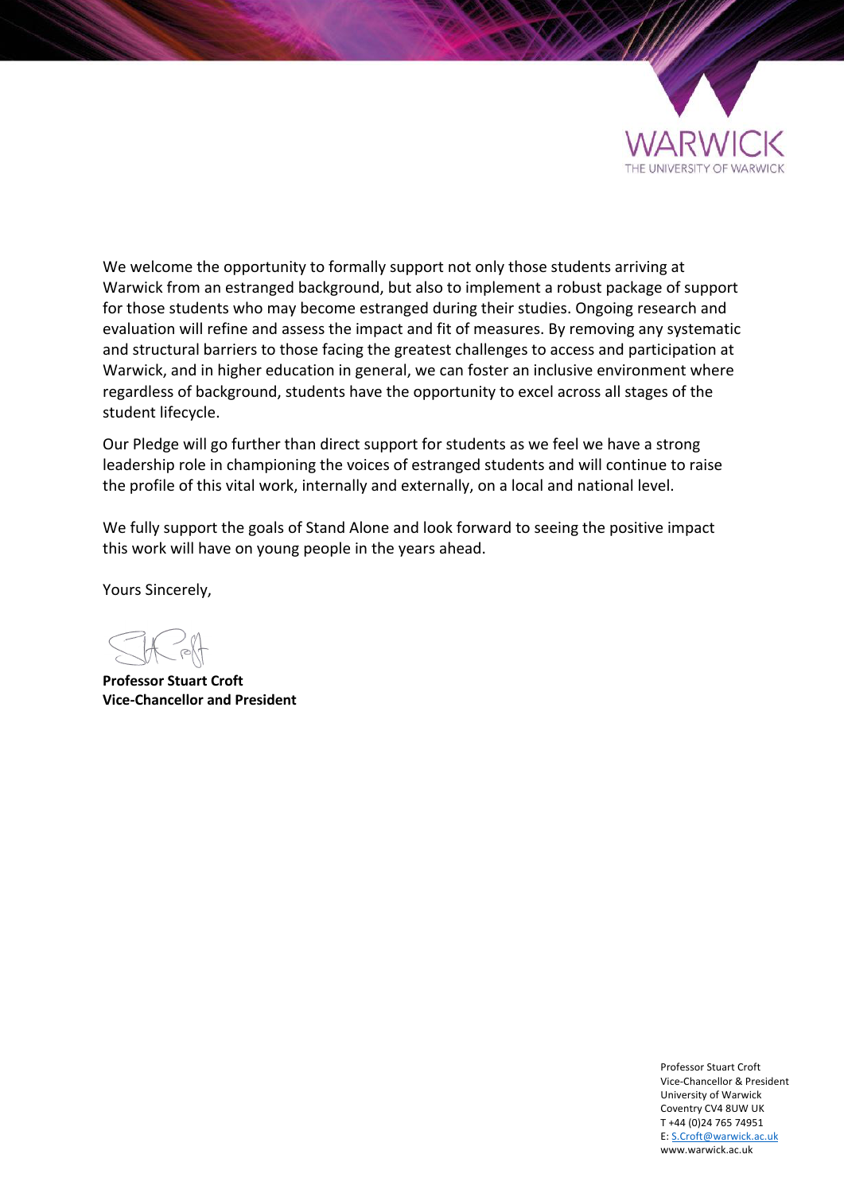We welcome the opportunity to formally support not only those students arriving at Warwick from an estranged background, but also to implement a robust package of support for those students who may become estranged during their studies. Ongoing research and evaluation will refine and assess the impact and fit of measures. By removing any systematic and structural barriers to those facing the greatest challenges to access and participation at Warwick, and in higher education in general, we can foster an inclusive environment where regardless of background, students have the opportunity to excel across all stages of the student lifecycle.

Our Pledge will go further than direct support for students as we feel we have a strong leadership role in championing the voices of estranged students and will continue to raise the profile of this vital work, internally and externally, on a local and national level.

We fully support the goals of Stand Alone and look forward to seeing the positive impact this work will have on young people in the years ahead.

Yours Sincerely,

**Professor Stuart Croft**
**Vice-Chancellor and President**

Professor Stuart Croft
Vice-Chancellor & President
University of Warwick
Coventry CV4 8UW UK
T +44 (0)24 765 74951
E: S.Croft@warwick.ac.uk
www.warwick.ac.uk